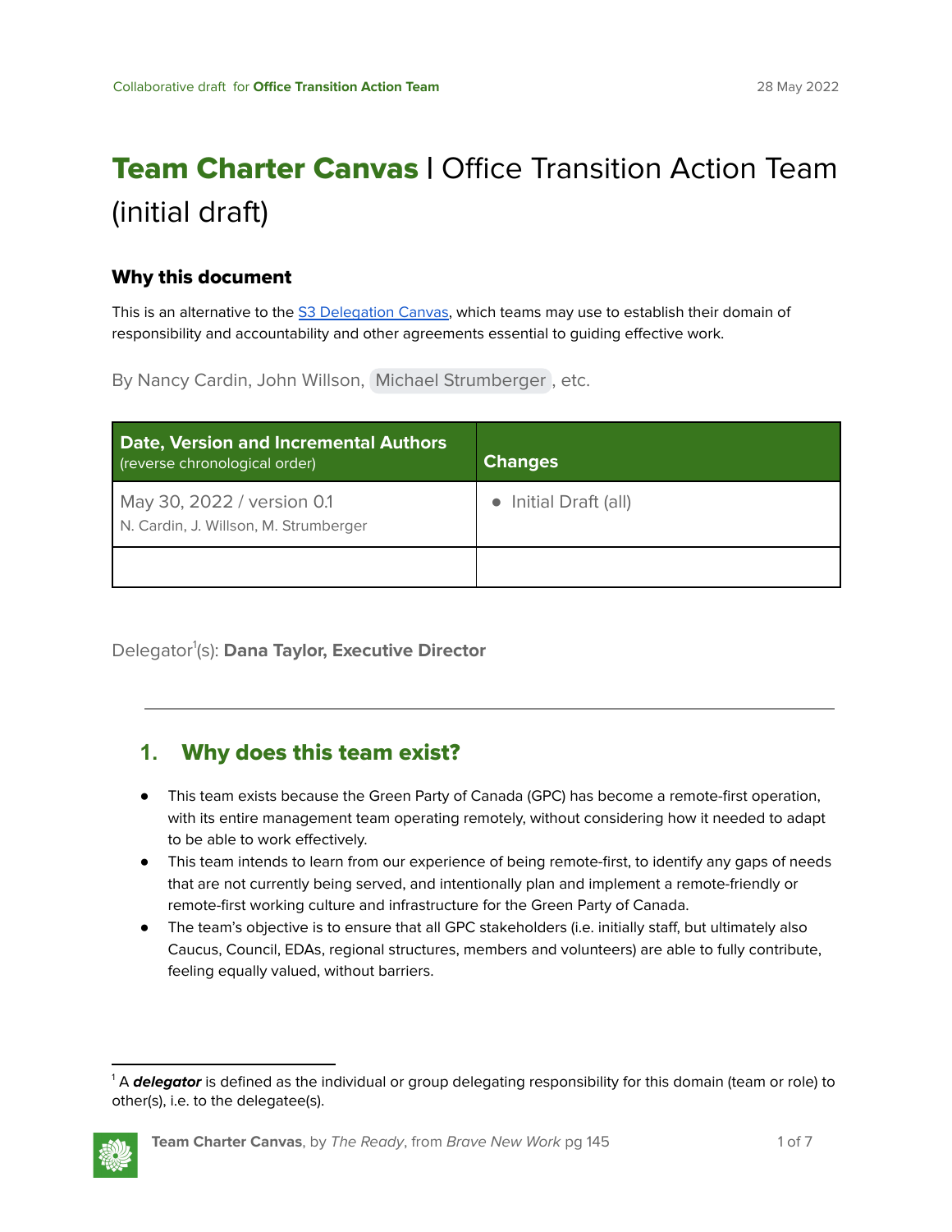Collaborative draft for **Office Transition Action Team** 28 May 2022

# **Team Charter Canvas** | Office Transition Action Team (initial draft)

### Why this document

This is an alternative to the [S3 Delegation Canvas](), which teams may use to establish their domain of responsibility and accountability and other agreements essential to guiding effective work.

By Nancy Cardin, John Willson, Michael Strumberger, etc.

| **Date, Version and Incremental Authors** (reverse chronological order) | **Changes** |
| --- | --- |
| May 30, 2022 / version 0.1<br>N. Cardin, J. Willson, M. Strumberger | • Initial Draft (all) |
| | |

Delegator[1](s): **Dana Taylor, Executive Director**

---

## 1. Why does this team exist?

- This team exists because the Green Party of Canada (GPC) has become a remote-first operation, with its entire management team operating remotely, without considering how it needed to adapt to be able to work effectively.
- This team intends to learn from our experience of being remote-first, to identify any gaps of needs that are not currently being served, and intentionally plan and implement a remote-friendly or remote-first working culture and infrastructure for the Green Party of Canada.
- The team's objective is to ensure that all GPC stakeholders (i.e. initially staff, but ultimately also Caucus, Council, EDAs, regional structures, members and volunteers) are able to fully contribute, feeling equally valued, without barriers.

[1] A ***delegator*** is defined as the individual or group delegating responsibility for this domain (team or role) to other(s), i.e. to the delegatee(s).

**Team Charter Canvas**, by *The Ready*, from *Brave New Work* pg 145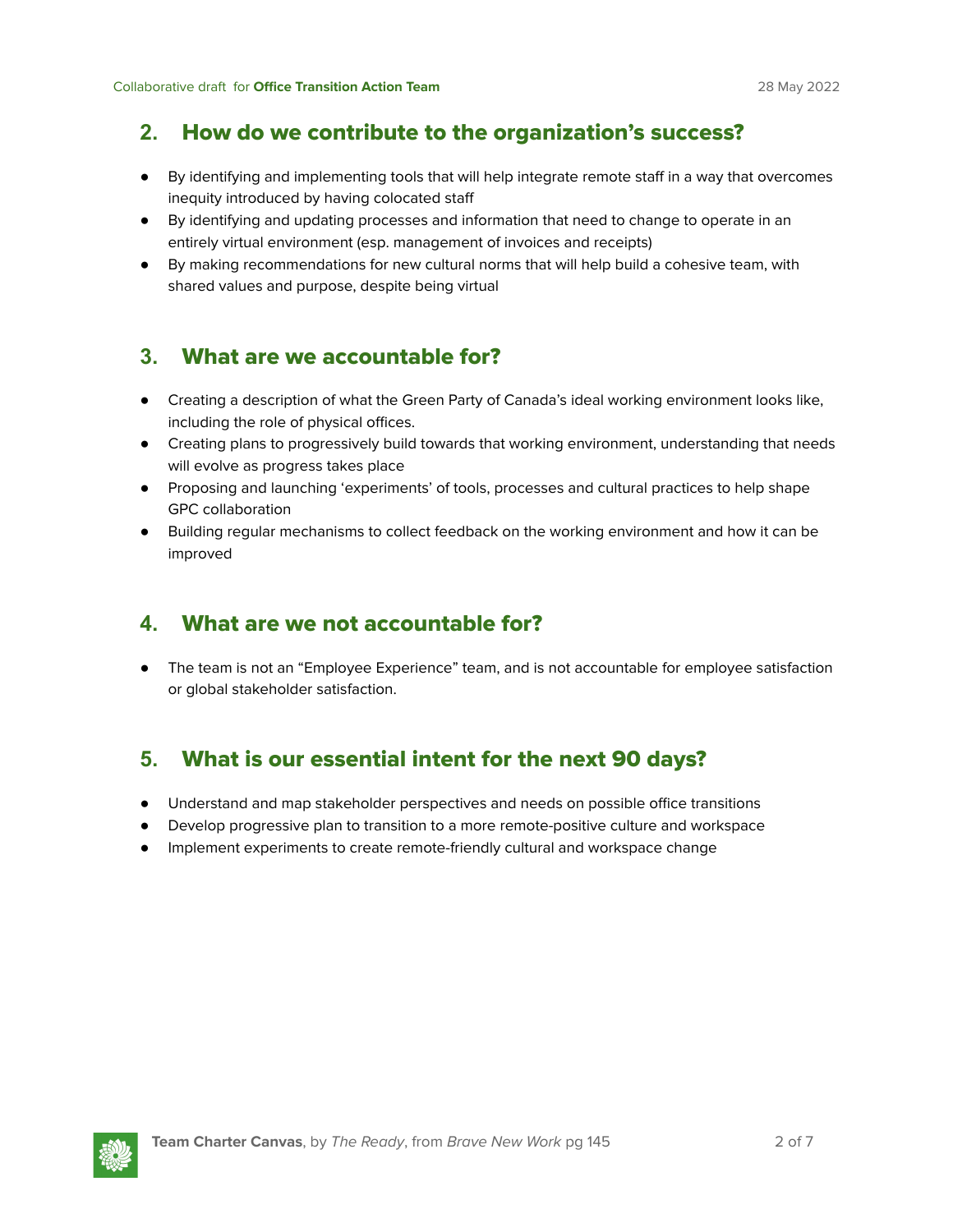## 2. How do we contribute to the organization's success?

- By identifying and implementing tools that will help integrate remote staff in a way that overcomes inequity introduced by having colocated staff
- By identifying and updating processes and information that need to change to operate in an entirely virtual environment (esp. management of invoices and receipts)
- By making recommendations for new cultural norms that will help build a cohesive team, with shared values and purpose, despite being virtual

## 3. What are we accountable for?

- Creating a description of what the Green Party of Canada's ideal working environment looks like, including the role of physical offices.
- Creating plans to progressively build towards that working environment, understanding that needs will evolve as progress takes place
- Proposing and launching 'experiments' of tools, processes and cultural practices to help shape GPC collaboration
- Building regular mechanisms to collect feedback on the working environment and how it can be improved

## 4. What are we not accountable for?

- The team is not an "Employee Experience" team, and is not accountable for employee satisfaction or global stakeholder satisfaction.

## 5. What is our essential intent for the next 90 days?

- Understand and map stakeholder perspectives and needs on possible office transitions
- Develop progressive plan to transition to a more remote-positive culture and workspace
- Implement experiments to create remote-friendly cultural and workspace change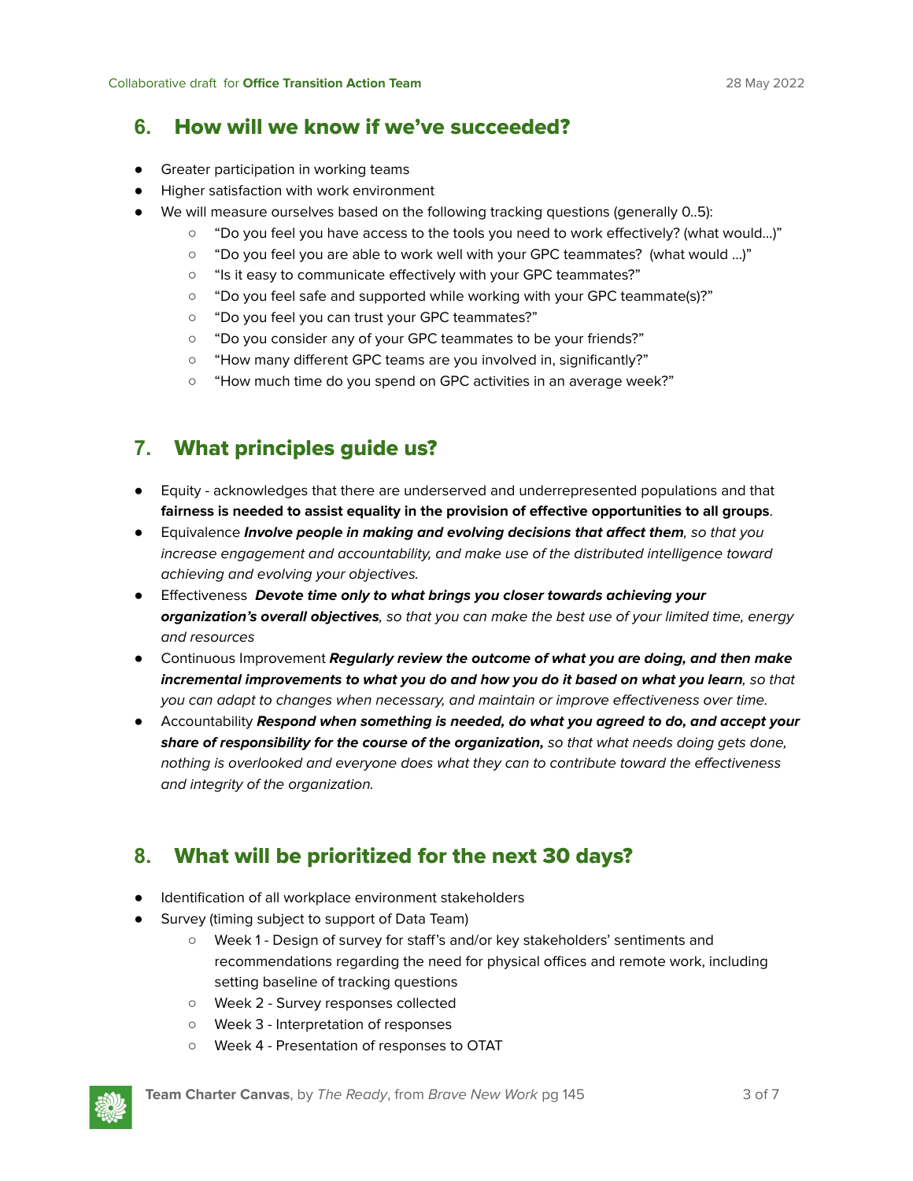## 6. How will we know if we've succeeded?

- Greater participation in working teams
- Higher satisfaction with work environment
- We will measure ourselves based on the following tracking questions (generally 0..5):
  - "Do you feel you have access to the tools you need to work effectively? (what would…)"
  - "Do you feel you are able to work well with your GPC teammates? (what would …)"
  - "Is it easy to communicate effectively with your GPC teammates?"
  - "Do you feel safe and supported while working with your GPC teammate(s)?"
  - "Do you feel you can trust your GPC teammates?"
  - "Do you consider any of your GPC teammates to be your friends?"
  - "How many different GPC teams are you involved in, significantly?"
  - "How much time do you spend on GPC activities in an average week?"

## 7. What principles guide us?

- Equity - acknowledges that there are underserved and underrepresented populations and that **fairness is needed to assist equality in the provision of effective opportunities to all groups**.
- Equivalence ***Involve people in making and evolving decisions that affect them****, so that you increase engagement and accountability, and make use of the distributed intelligence toward achieving and evolving your objectives.*
- Effectiveness ***Devote time only to what brings you closer towards achieving your organization's overall objectives****, so that you can make the best use of your limited time, energy and resources*
- Continuous Improvement ***Regularly review the outcome of what you are doing, and then make incremental improvements to what you do and how you do it based on what you learn****, so that you can adapt to changes when necessary, and maintain or improve effectiveness over time.*
- Accountability ***Respond when something is needed, do what you agreed to do, and accept your share of responsibility for the course of the organization,*** *so that what needs doing gets done, nothing is overlooked and everyone does what they can to contribute toward the effectiveness and integrity of the organization.*

## 8. What will be prioritized for the next 30 days?

- Identification of all workplace environment stakeholders
- Survey (timing subject to support of Data Team)
  - Week 1 - Design of survey for staff's and/or key stakeholders' sentiments and recommendations regarding the need for physical offices and remote work, including setting baseline of tracking questions
  - Week 2 - Survey responses collected
  - Week 3 - Interpretation of responses
  - Week 4 - Presentation of responses to OTAT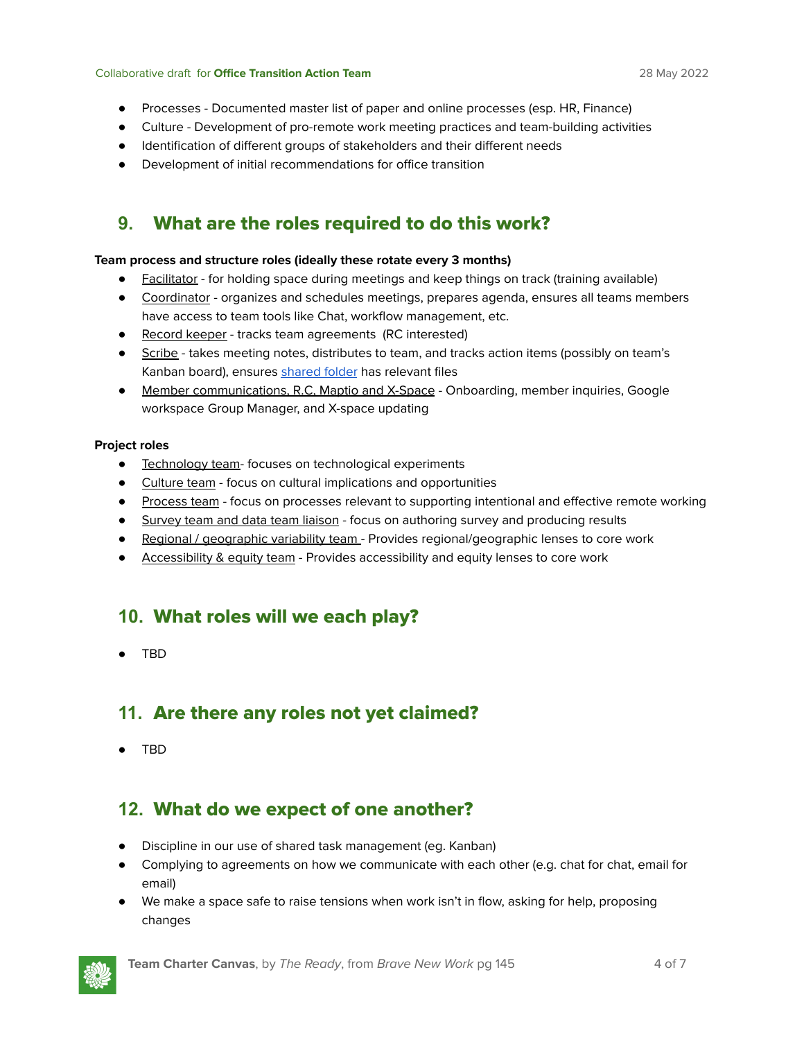- Processes - Documented master list of paper and online processes (esp. HR, Finance)
- Culture - Development of pro-remote work meeting practices and team-building activities
- Identification of different groups of stakeholders and their different needs
- Development of initial recommendations for office transition

## 9. What are the roles required to do this work?

**Team process and structure roles (ideally these rotate every 3 months)**

- Facilitator - for holding space during meetings and keep things on track (training available)
- Coordinator - organizes and schedules meetings, prepares agenda, ensures all teams members have access to team tools like Chat, workflow management, etc.
- Record keeper - tracks team agreements (RC interested)
- Scribe - takes meeting notes, distributes to team, and tracks action items (possibly on team's Kanban board), ensures shared folder has relevant files
- Member communications, R.C, Maptio and X-Space - Onboarding, member inquiries, Google workspace Group Manager, and X-space updating

**Project roles**

- Technology team- focuses on technological experiments
- Culture team - focus on cultural implications and opportunities
- Process team - focus on processes relevant to supporting intentional and effective remote working
- Survey team and data team liaison - focus on authoring survey and producing results
- Regional / geographic variability team - Provides regional/geographic lenses to core work
- Accessibility & equity team - Provides accessibility and equity lenses to core work

## 10. What roles will we each play?

- TBD

## 11. Are there any roles not yet claimed?

- TBD

## 12. What do we expect of one another?

- Discipline in our use of shared task management (eg. Kanban)
- Complying to agreements on how we communicate with each other (e.g. chat for chat, email for email)
- We make a space safe to raise tensions when work isn't in flow, asking for help, proposing changes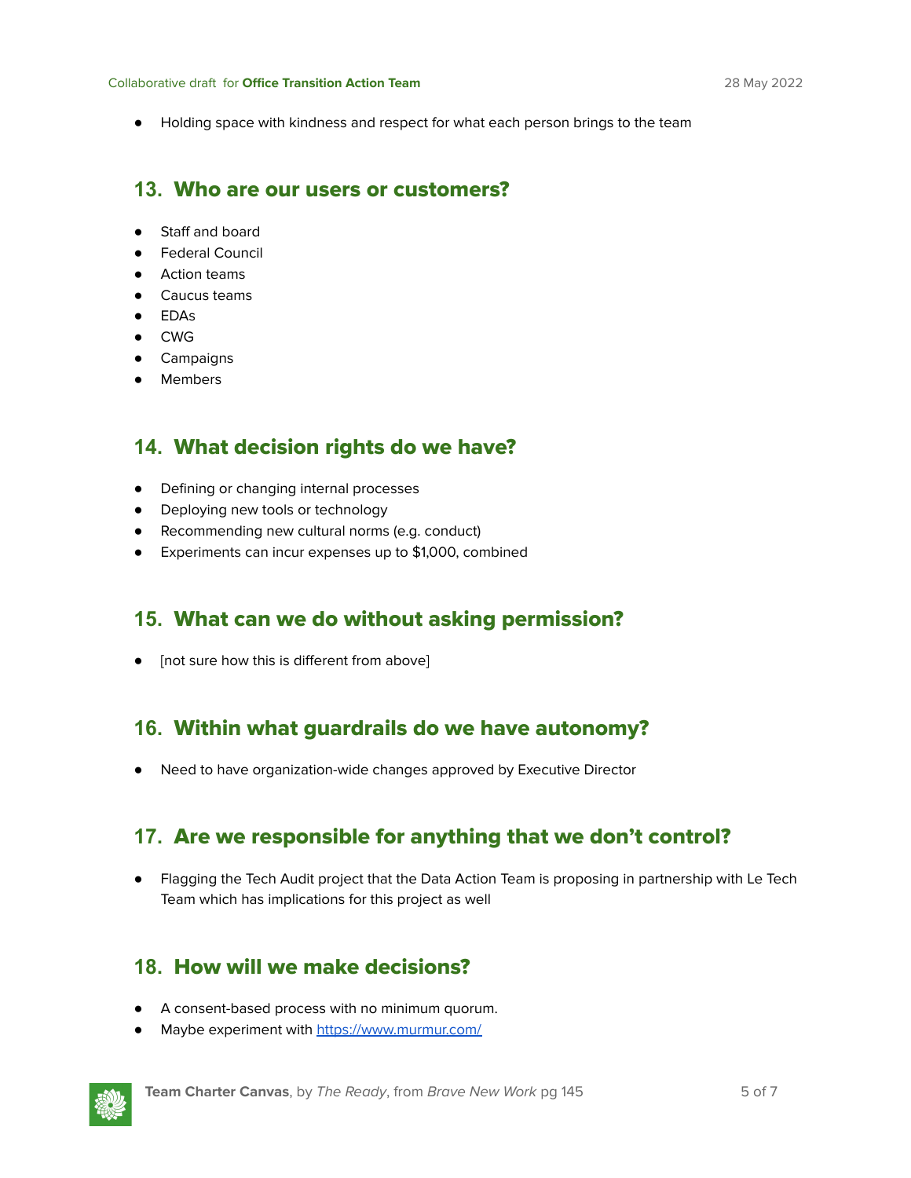- Holding space with kindness and respect for what each person brings to the team

## 13. Who are our users or customers?

- Staff and board
- Federal Council
- Action teams
- Caucus teams
- EDAs
- CWG
- Campaigns
- Members

## 14. What decision rights do we have?

- Defining or changing internal processes
- Deploying new tools or technology
- Recommending new cultural norms (e.g. conduct)
- Experiments can incur expenses up to $1,000, combined

## 15. What can we do without asking permission?

- [not sure how this is different from above]

## 16. Within what guardrails do we have autonomy?

- Need to have organization-wide changes approved by Executive Director

## 17. Are we responsible for anything that we don't control?

- Flagging the Tech Audit project that the Data Action Team is proposing in partnership with Le Tech Team which has implications for this project as well

## 18. How will we make decisions?

- A consent-based process with no minimum quorum.
- Maybe experiment with [https://www.murmur.com/](https://www.murmur.com/)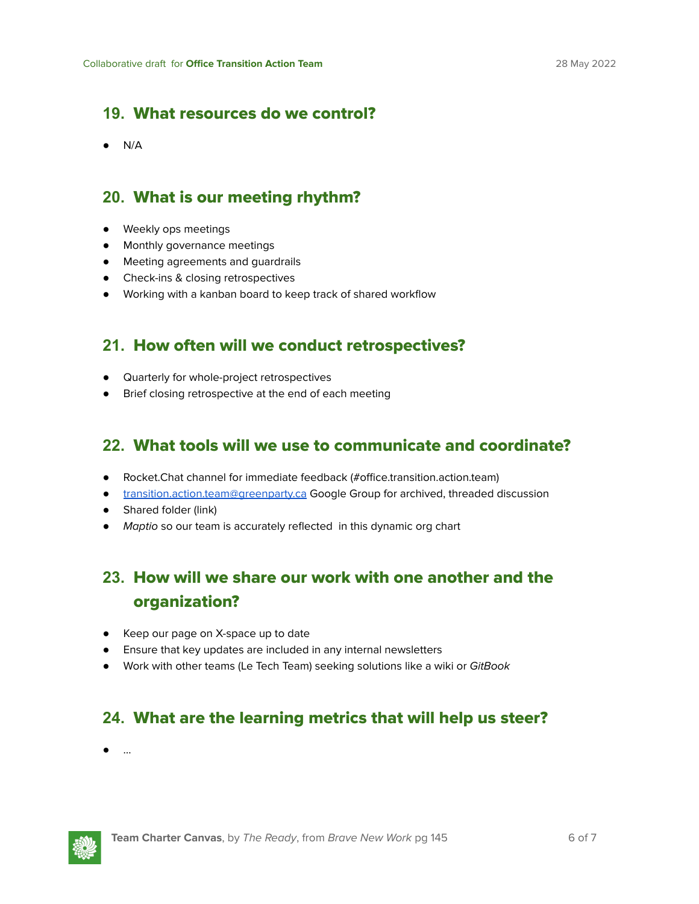## 19. What resources do we control?

- N/A

## 20. What is our meeting rhythm?

- Weekly ops meetings
- Monthly governance meetings
- Meeting agreements and guardrails
- Check-ins & closing retrospectives
- Working with a kanban board to keep track of shared workflow

## 21. How often will we conduct retrospectives?

- Quarterly for whole-project retrospectives
- Brief closing retrospective at the end of each meeting

## 22. What tools will we use to communicate and coordinate?

- Rocket.Chat channel for immediate feedback (#office.transition.action.team)
- [transition.action.team@greenparty.ca](mailto:transition.action.team@greenparty.ca) Google Group for archived, threaded discussion
- Shared folder (link)
- *Maptio* so our team is accurately reflected in this dynamic org chart

## 23. How will we share our work with one another and the organization?

- Keep our page on X-space up to date
- Ensure that key updates are included in any internal newsletters
- Work with other teams (Le Tech Team) seeking solutions like a wiki or *GitBook*

## 24. What are the learning metrics that will help us steer?

- …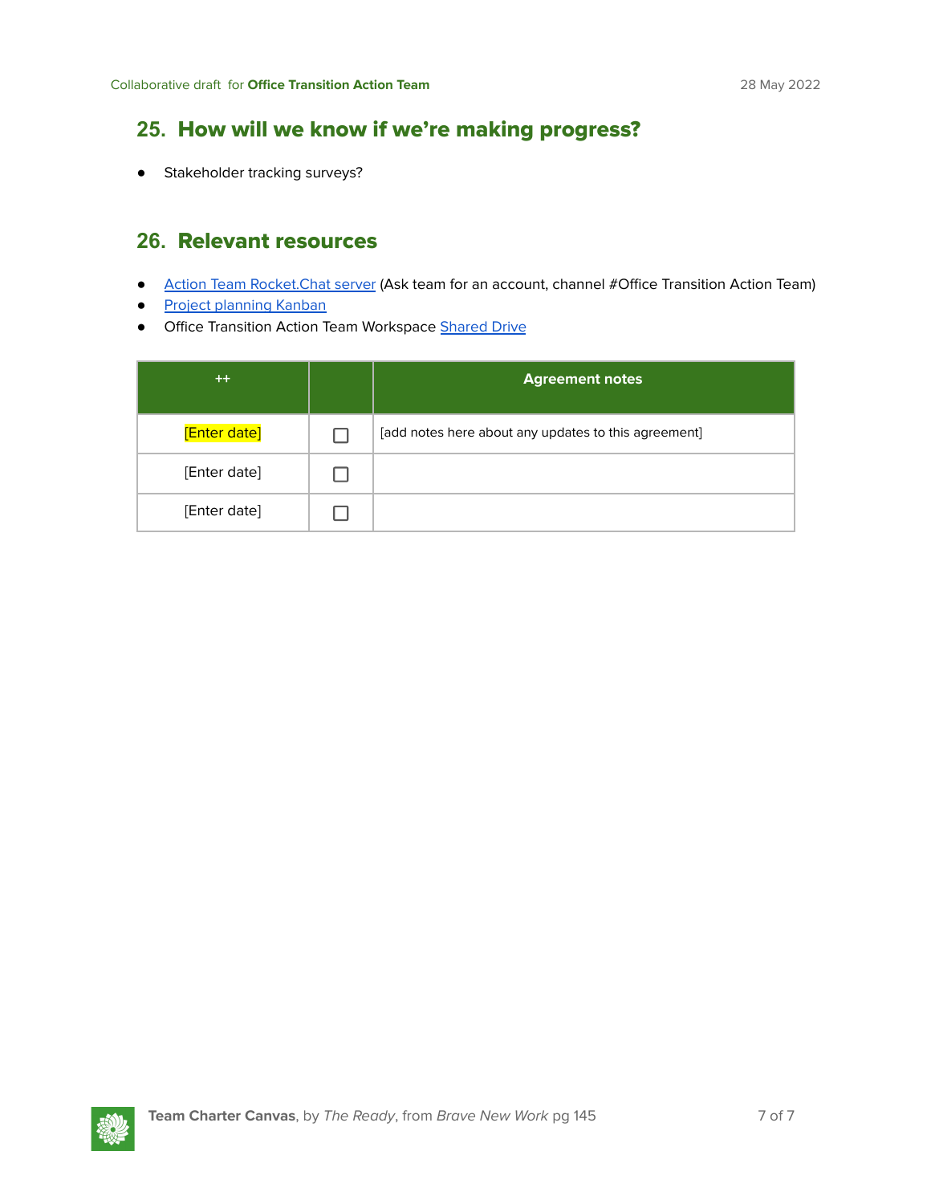## 25. How will we know if we're making progress?

- Stakeholder tracking surveys?

## 26. Relevant resources

- Action Team Rocket.Chat server (Ask team for an account, channel #Office Transition Action Team)
- Project planning Kanban
- Office Transition Action Team Workspace Shared Drive

| ++ | | Agreement notes |
|---|---|---|
| [Enter date] | ☐ | [add notes here about any updates to this agreement] |
| [Enter date] | ☐ | |
| [Enter date] | ☐ | |